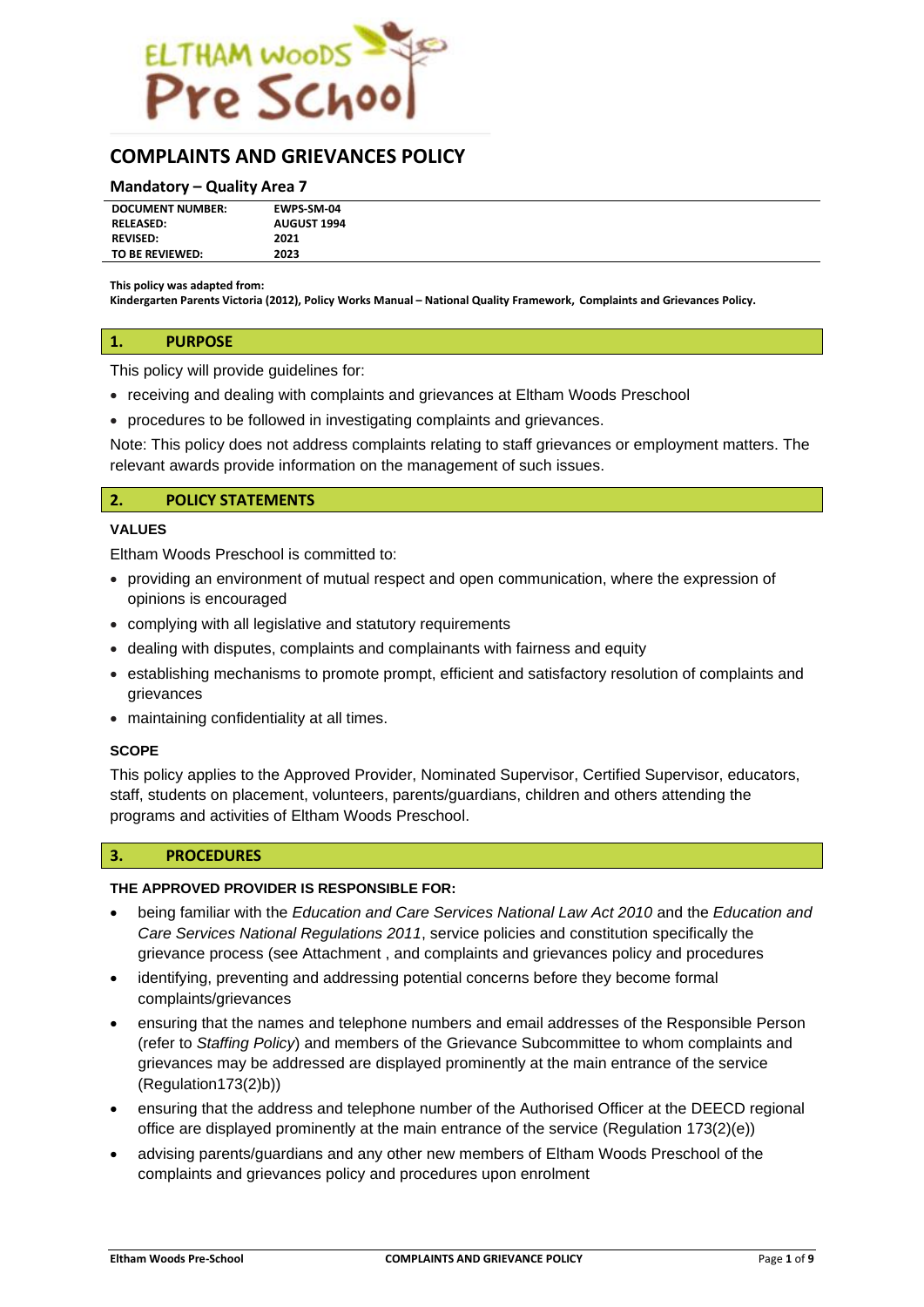# COMPLAINTS AND GRIEVANCES POLICY

### Mandatory – Quality Area 7

| | |
|---|---|
| **DOCUMENT NUMBER:** | **EWPS-SM-04** |
| **RELEASED:** | **AUGUST 1994** |
| **REVISED:** | **2021** |
| **TO BE REVIEWED:** | **2023** |

**This policy was adapted from:**
**Kindergarten Parents Victoria (2012), Policy Works Manual – National Quality Framework, Complaints and Grievances Policy.**

## 1. PURPOSE

This policy will provide guidelines for:

- receiving and dealing with complaints and grievances at Eltham Woods Preschool
- procedures to be followed in investigating complaints and grievances.

Note: This policy does not address complaints relating to staff grievances or employment matters. The relevant awards provide information on the management of such issues.

## 2. POLICY STATEMENTS

### VALUES

Eltham Woods Preschool is committed to:

- providing an environment of mutual respect and open communication, where the expression of opinions is encouraged
- complying with all legislative and statutory requirements
- dealing with disputes, complaints and complainants with fairness and equity
- establishing mechanisms to promote prompt, efficient and satisfactory resolution of complaints and grievances
- maintaining confidentiality at all times.

### SCOPE

This policy applies to the Approved Provider, Nominated Supervisor, Certified Supervisor, educators, staff, students on placement, volunteers, parents/guardians, children and others attending the programs and activities of Eltham Woods Preschool.

## 3. PROCEDURES

### THE APPROVED PROVIDER IS RESPONSIBLE FOR:

- being familiar with the *Education and Care Services National Law Act 2010* and the *Education and Care Services National Regulations 2011*, service policies and constitution specifically the grievance process (see Attachment , and complaints and grievances policy and procedures
- identifying, preventing and addressing potential concerns before they become formal complaints/grievances
- ensuring that the names and telephone numbers and email addresses of the Responsible Person (refer to *Staffing Policy*) and members of the Grievance Subcommittee to whom complaints and grievances may be addressed are displayed prominently at the main entrance of the service (Regulation173(2)b))
- ensuring that the address and telephone number of the Authorised Officer at the DEECD regional office are displayed prominently at the main entrance of the service (Regulation 173(2)(e))
- advising parents/guardians and any other new members of Eltham Woods Preschool of the complaints and grievances policy and procedures upon enrolment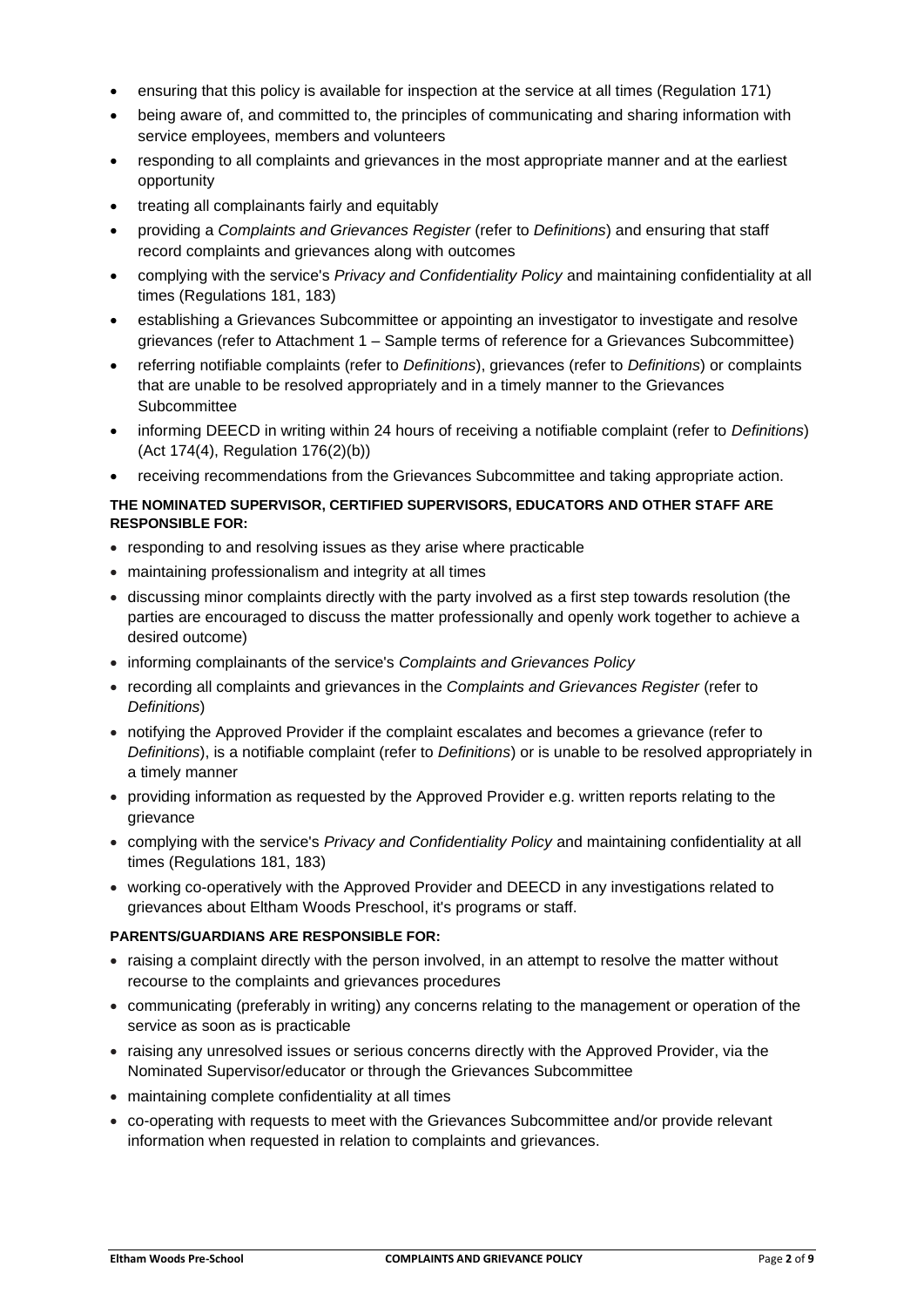- ensuring that this policy is available for inspection at the service at all times (Regulation 171)
- being aware of, and committed to, the principles of communicating and sharing information with service employees, members and volunteers
- responding to all complaints and grievances in the most appropriate manner and at the earliest opportunity
- treating all complainants fairly and equitably
- providing a *Complaints and Grievances Register* (refer to *Definitions*) and ensuring that staff record complaints and grievances along with outcomes
- complying with the service's *Privacy and Confidentiality Policy* and maintaining confidentiality at all times (Regulations 181, 183)
- establishing a Grievances Subcommittee or appointing an investigator to investigate and resolve grievances (refer to Attachment 1 – Sample terms of reference for a Grievances Subcommittee)
- referring notifiable complaints (refer to *Definitions*), grievances (refer to *Definitions*) or complaints that are unable to be resolved appropriately and in a timely manner to the Grievances Subcommittee
- informing DEECD in writing within 24 hours of receiving a notifiable complaint (refer to *Definitions*) (Act 174(4), Regulation 176(2)(b))
- receiving recommendations from the Grievances Subcommittee and taking appropriate action.

**THE NOMINATED SUPERVISOR, CERTIFIED SUPERVISORS, EDUCATORS AND OTHER STAFF ARE RESPONSIBLE FOR:**

- responding to and resolving issues as they arise where practicable
- maintaining professionalism and integrity at all times
- discussing minor complaints directly with the party involved as a first step towards resolution (the parties are encouraged to discuss the matter professionally and openly work together to achieve a desired outcome)
- informing complainants of the service's *Complaints and Grievances Policy*
- recording all complaints and grievances in the *Complaints and Grievances Register* (refer to *Definitions*)
- notifying the Approved Provider if the complaint escalates and becomes a grievance (refer to *Definitions*), is a notifiable complaint (refer to *Definitions*) or is unable to be resolved appropriately in a timely manner
- providing information as requested by the Approved Provider e.g. written reports relating to the grievance
- complying with the service's *Privacy and Confidentiality Policy* and maintaining confidentiality at all times (Regulations 181, 183)
- working co-operatively with the Approved Provider and DEECD in any investigations related to grievances about Eltham Woods Preschool, it's programs or staff.

**PARENTS/GUARDIANS ARE RESPONSIBLE FOR:**

- raising a complaint directly with the person involved, in an attempt to resolve the matter without recourse to the complaints and grievances procedures
- communicating (preferably in writing) any concerns relating to the management or operation of the service as soon as is practicable
- raising any unresolved issues or serious concerns directly with the Approved Provider, via the Nominated Supervisor/educator or through the Grievances Subcommittee
- maintaining complete confidentiality at all times
- co-operating with requests to meet with the Grievances Subcommittee and/or provide relevant information when requested in relation to complaints and grievances.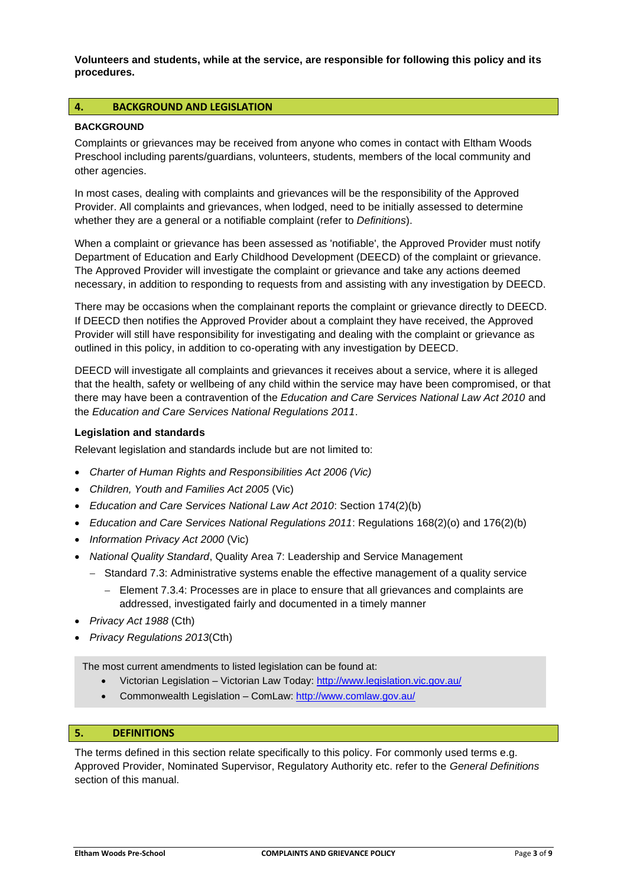**Volunteers and students, while at the service, are responsible for following this policy and its procedures.**

## 4. BACKGROUND AND LEGISLATION

### BACKGROUND

Complaints or grievances may be received from anyone who comes in contact with Eltham Woods Preschool including parents/guardians, volunteers, students, members of the local community and other agencies.

In most cases, dealing with complaints and grievances will be the responsibility of the Approved Provider. All complaints and grievances, when lodged, need to be initially assessed to determine whether they are a general or a notifiable complaint (refer to *Definitions*).

When a complaint or grievance has been assessed as 'notifiable', the Approved Provider must notify Department of Education and Early Childhood Development (DEECD) of the complaint or grievance. The Approved Provider will investigate the complaint or grievance and take any actions deemed necessary, in addition to responding to requests from and assisting with any investigation by DEECD.

There may be occasions when the complainant reports the complaint or grievance directly to DEECD. If DEECD then notifies the Approved Provider about a complaint they have received, the Approved Provider will still have responsibility for investigating and dealing with the complaint or grievance as outlined in this policy, in addition to co-operating with any investigation by DEECD.

DEECD will investigate all complaints and grievances it receives about a service, where it is alleged that the health, safety or wellbeing of any child within the service may have been compromised, or that there may have been a contravention of the *Education and Care Services National Law Act 2010* and the *Education and Care Services National Regulations 2011*.

### Legislation and standards

Relevant legislation and standards include but are not limited to:

- *Charter of Human Rights and Responsibilities Act 2006 (Vic)*
- *Children, Youth and Families Act 2005* (Vic)
- *Education and Care Services National Law Act 2010*: Section 174(2)(b)
- *Education and Care Services National Regulations 2011*: Regulations 168(2)(o) and 176(2)(b)
- *Information Privacy Act 2000* (Vic)
- *National Quality Standard*, Quality Area 7: Leadership and Service Management
  - Standard 7.3: Administrative systems enable the effective management of a quality service
    - Element 7.3.4: Processes are in place to ensure that all grievances and complaints are addressed, investigated fairly and documented in a timely manner
- *Privacy Act 1988* (Cth)
- *Privacy Regulations 2013*(Cth)

The most current amendments to listed legislation can be found at:

- Victorian Legislation – Victorian Law Today: http://www.legislation.vic.gov.au/
- Commonwealth Legislation – ComLaw: http://www.comlaw.gov.au/

## 5. DEFINITIONS

The terms defined in this section relate specifically to this policy. For commonly used terms e.g. Approved Provider, Nominated Supervisor, Regulatory Authority etc. refer to the *General Definitions* section of this manual.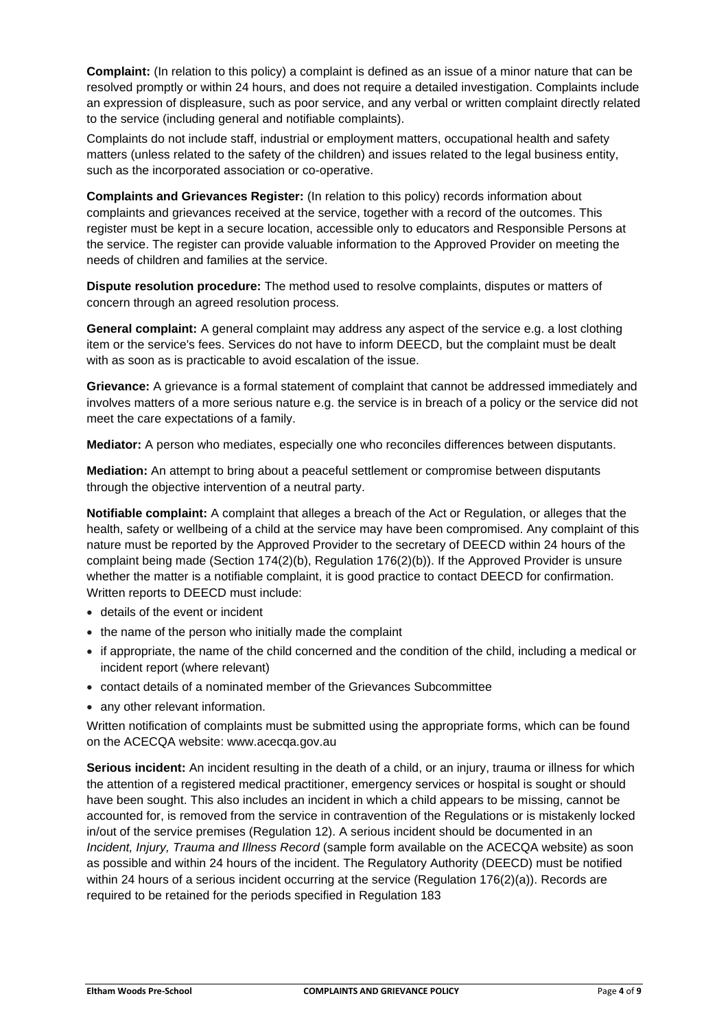**Complaint:** (In relation to this policy) a complaint is defined as an issue of a minor nature that can be resolved promptly or within 24 hours, and does not require a detailed investigation. Complaints include an expression of displeasure, such as poor service, and any verbal or written complaint directly related to the service (including general and notifiable complaints).

Complaints do not include staff, industrial or employment matters, occupational health and safety matters (unless related to the safety of the children) and issues related to the legal business entity, such as the incorporated association or co-operative.

**Complaints and Grievances Register:** (In relation to this policy) records information about complaints and grievances received at the service, together with a record of the outcomes. This register must be kept in a secure location, accessible only to educators and Responsible Persons at the service. The register can provide valuable information to the Approved Provider on meeting the needs of children and families at the service.

**Dispute resolution procedure:** The method used to resolve complaints, disputes or matters of concern through an agreed resolution process.

**General complaint:** A general complaint may address any aspect of the service e.g. a lost clothing item or the service's fees. Services do not have to inform DEECD, but the complaint must be dealt with as soon as is practicable to avoid escalation of the issue.

**Grievance:** A grievance is a formal statement of complaint that cannot be addressed immediately and involves matters of a more serious nature e.g. the service is in breach of a policy or the service did not meet the care expectations of a family.

**Mediator:** A person who mediates, especially one who reconciles differences between disputants.

**Mediation:** An attempt to bring about a peaceful settlement or compromise between disputants through the objective intervention of a neutral party.

**Notifiable complaint:** A complaint that alleges a breach of the Act or Regulation, or alleges that the health, safety or wellbeing of a child at the service may have been compromised. Any complaint of this nature must be reported by the Approved Provider to the secretary of DEECD within 24 hours of the complaint being made (Section 174(2)(b), Regulation 176(2)(b)). If the Approved Provider is unsure whether the matter is a notifiable complaint, it is good practice to contact DEECD for confirmation. Written reports to DEECD must include:

- details of the event or incident
- the name of the person who initially made the complaint
- if appropriate, the name of the child concerned and the condition of the child, including a medical or incident report (where relevant)
- contact details of a nominated member of the Grievances Subcommittee
- any other relevant information.

Written notification of complaints must be submitted using the appropriate forms, which can be found on the ACECQA website: www.acecqa.gov.au

**Serious incident:** An incident resulting in the death of a child, or an injury, trauma or illness for which the attention of a registered medical practitioner, emergency services or hospital is sought or should have been sought. This also includes an incident in which a child appears to be missing, cannot be accounted for, is removed from the service in contravention of the Regulations or is mistakenly locked in/out of the service premises (Regulation 12). A serious incident should be documented in an *Incident, Injury, Trauma and Illness Record* (sample form available on the ACECQA website) as soon as possible and within 24 hours of the incident. The Regulatory Authority (DEECD) must be notified within 24 hours of a serious incident occurring at the service (Regulation 176(2)(a)). Records are required to be retained for the periods specified in Regulation 183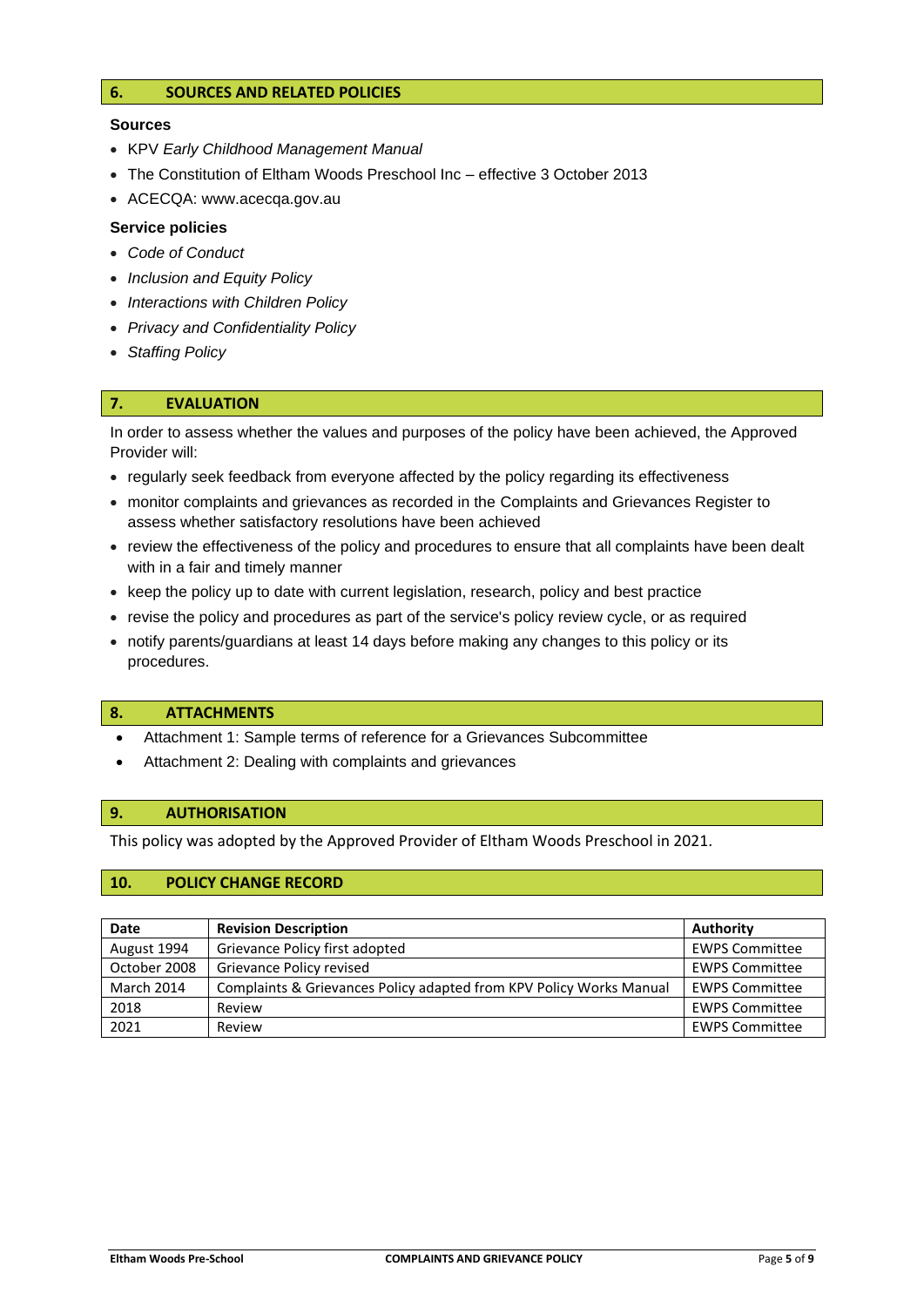## 6. SOURCES AND RELATED POLICIES

### Sources

- KPV *Early Childhood Management Manual*
- The Constitution of Eltham Woods Preschool Inc – effective 3 October 2013
- ACECQA: www.acecqa.gov.au

### Service policies

- *Code of Conduct*
- *Inclusion and Equity Policy*
- *Interactions with Children Policy*
- *Privacy and Confidentiality Policy*
- *Staffing Policy*

## 7. EVALUATION

In order to assess whether the values and purposes of the policy have been achieved, the Approved Provider will:

- regularly seek feedback from everyone affected by the policy regarding its effectiveness
- monitor complaints and grievances as recorded in the Complaints and Grievances Register to assess whether satisfactory resolutions have been achieved
- review the effectiveness of the policy and procedures to ensure that all complaints have been dealt with in a fair and timely manner
- keep the policy up to date with current legislation, research, policy and best practice
- revise the policy and procedures as part of the service's policy review cycle, or as required
- notify parents/guardians at least 14 days before making any changes to this policy or its procedures.

## 8. ATTACHMENTS

- Attachment 1: Sample terms of reference for a Grievances Subcommittee
- Attachment 2: Dealing with complaints and grievances

## 9. AUTHORISATION

This policy was adopted by the Approved Provider of Eltham Woods Preschool in 2021.

## 10. POLICY CHANGE RECORD

| Date | Revision Description | Authority |
|---|---|---|
| August 1994 | Grievance Policy first adopted | EWPS Committee |
| October 2008 | Grievance Policy revised | EWPS Committee |
| March 2014 | Complaints & Grievances Policy adapted from KPV Policy Works Manual | EWPS Committee |
| 2018 | Review | EWPS Committee |
| 2021 | Review | EWPS Committee |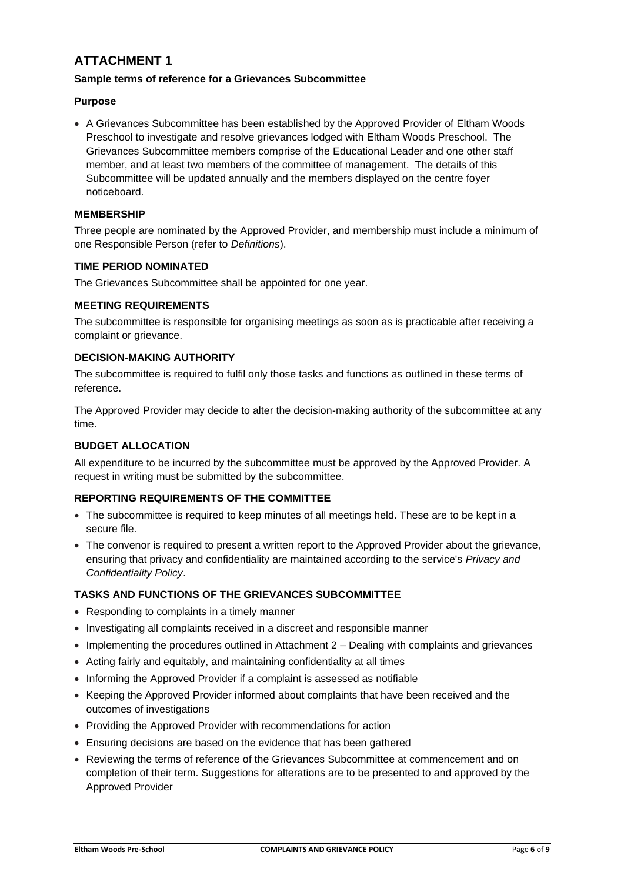# ATTACHMENT 1

**Sample terms of reference for a Grievances Subcommittee**

**Purpose**

- A Grievances Subcommittee has been established by the Approved Provider of Eltham Woods Preschool to investigate and resolve grievances lodged with Eltham Woods Preschool. The Grievances Subcommittee members comprise of the Educational Leader and one other staff member, and at least two members of the committee of management. The details of this Subcommittee will be updated annually and the members displayed on the centre foyer noticeboard.

**MEMBERSHIP**

Three people are nominated by the Approved Provider, and membership must include a minimum of one Responsible Person (refer to *Definitions*).

**TIME PERIOD NOMINATED**

The Grievances Subcommittee shall be appointed for one year.

**MEETING REQUIREMENTS**

The subcommittee is responsible for organising meetings as soon as is practicable after receiving a complaint or grievance.

**DECISION-MAKING AUTHORITY**

The subcommittee is required to fulfil only those tasks and functions as outlined in these terms of reference.

The Approved Provider may decide to alter the decision-making authority of the subcommittee at any time.

**BUDGET ALLOCATION**

All expenditure to be incurred by the subcommittee must be approved by the Approved Provider. A request in writing must be submitted by the subcommittee.

**REPORTING REQUIREMENTS OF THE COMMITTEE**

- The subcommittee is required to keep minutes of all meetings held. These are to be kept in a secure file.
- The convenor is required to present a written report to the Approved Provider about the grievance, ensuring that privacy and confidentiality are maintained according to the service's *Privacy and Confidentiality Policy*.

**TASKS AND FUNCTIONS OF THE GRIEVANCES SUBCOMMITTEE**

- Responding to complaints in a timely manner
- Investigating all complaints received in a discreet and responsible manner
- Implementing the procedures outlined in Attachment 2 – Dealing with complaints and grievances
- Acting fairly and equitably, and maintaining confidentiality at all times
- Informing the Approved Provider if a complaint is assessed as notifiable
- Keeping the Approved Provider informed about complaints that have been received and the outcomes of investigations
- Providing the Approved Provider with recommendations for action
- Ensuring decisions are based on the evidence that has been gathered
- Reviewing the terms of reference of the Grievances Subcommittee at commencement and on completion of their term. Suggestions for alterations are to be presented to and approved by the Approved Provider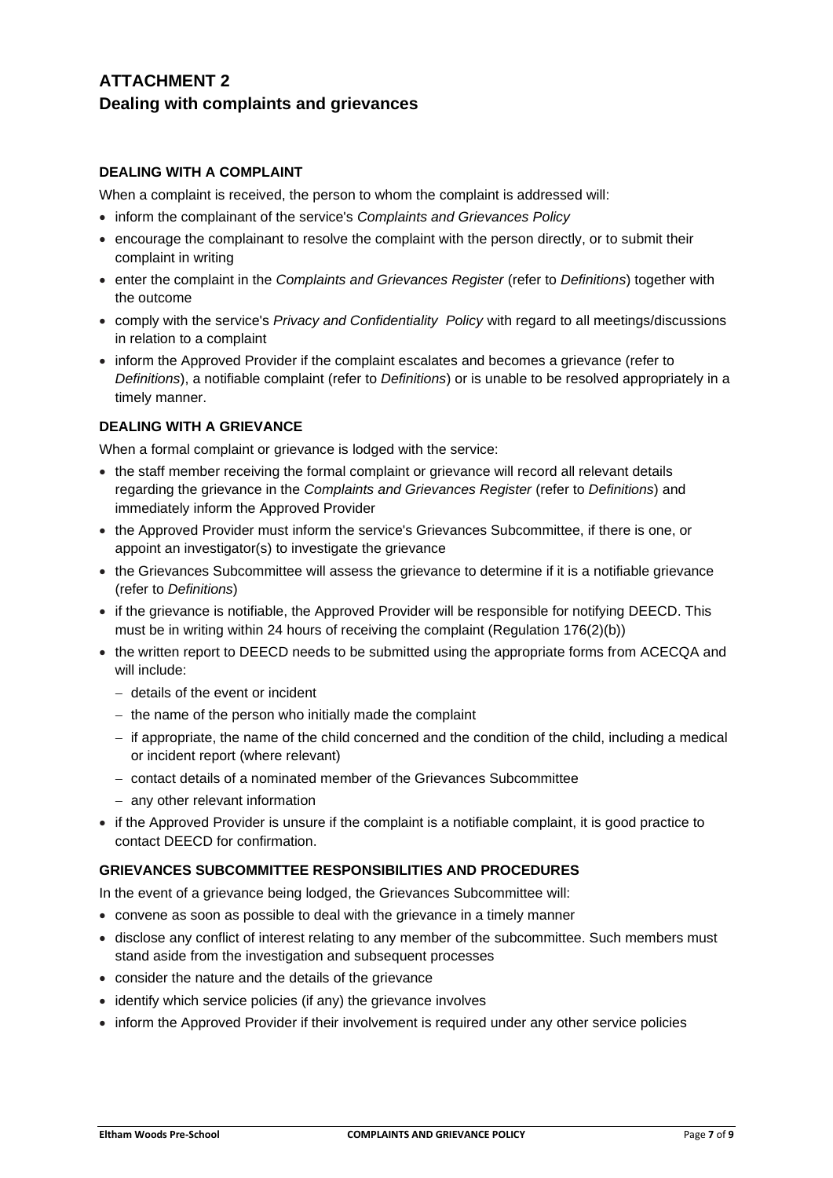# ATTACHMENT 2
## Dealing with complaints and grievances

### DEALING WITH A COMPLAINT

When a complaint is received, the person to whom the complaint is addressed will:

- inform the complainant of the service's *Complaints and Grievances Policy*
- encourage the complainant to resolve the complaint with the person directly, or to submit their complaint in writing
- enter the complaint in the *Complaints and Grievances Register* (refer to *Definitions*) together with the outcome
- comply with the service's *Privacy and Confidentiality Policy* with regard to all meetings/discussions in relation to a complaint
- inform the Approved Provider if the complaint escalates and becomes a grievance (refer to *Definitions*), a notifiable complaint (refer to *Definitions*) or is unable to be resolved appropriately in a timely manner.

### DEALING WITH A GRIEVANCE

When a formal complaint or grievance is lodged with the service:

- the staff member receiving the formal complaint or grievance will record all relevant details regarding the grievance in the *Complaints and Grievances Register* (refer to *Definitions*) and immediately inform the Approved Provider
- the Approved Provider must inform the service's Grievances Subcommittee, if there is one, or appoint an investigator(s) to investigate the grievance
- the Grievances Subcommittee will assess the grievance to determine if it is a notifiable grievance (refer to *Definitions*)
- if the grievance is notifiable, the Approved Provider will be responsible for notifying DEECD. This must be in writing within 24 hours of receiving the complaint (Regulation 176(2)(b))
- the written report to DEECD needs to be submitted using the appropriate forms from ACECQA and will include:
  - details of the event or incident
  - the name of the person who initially made the complaint
  - if appropriate, the name of the child concerned and the condition of the child, including a medical or incident report (where relevant)
  - contact details of a nominated member of the Grievances Subcommittee
  - any other relevant information
- if the Approved Provider is unsure if the complaint is a notifiable complaint, it is good practice to contact DEECD for confirmation.

### GRIEVANCES SUBCOMMITTEE RESPONSIBILITIES AND PROCEDURES

In the event of a grievance being lodged, the Grievances Subcommittee will:

- convene as soon as possible to deal with the grievance in a timely manner
- disclose any conflict of interest relating to any member of the subcommittee. Such members must stand aside from the investigation and subsequent processes
- consider the nature and the details of the grievance
- identify which service policies (if any) the grievance involves
- inform the Approved Provider if their involvement is required under any other service policies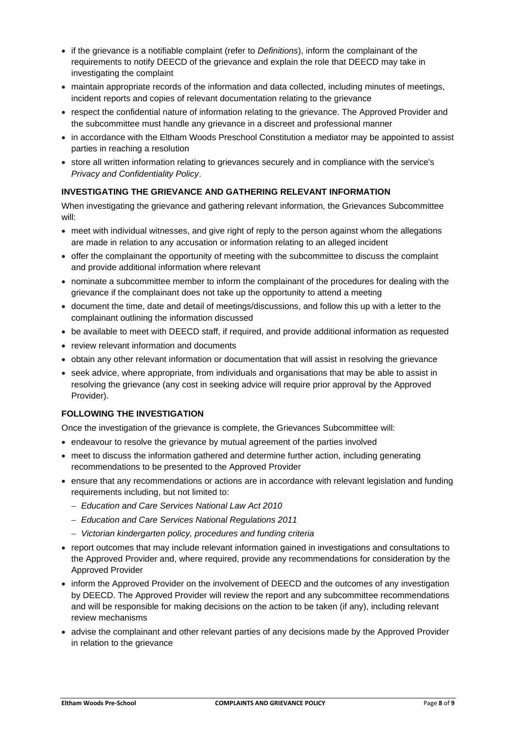- if the grievance is a notifiable complaint (refer to *Definitions*), inform the complainant of the requirements to notify DEECD of the grievance and explain the role that DEECD may take in investigating the complaint
- maintain appropriate records of the information and data collected, including minutes of meetings, incident reports and copies of relevant documentation relating to the grievance
- respect the confidential nature of information relating to the grievance. The Approved Provider and the subcommittee must handle any grievance in a discreet and professional manner
- in accordance with the Eltham Woods Preschool Constitution a mediator may be appointed to assist parties in reaching a resolution
- store all written information relating to grievances securely and in compliance with the service's *Privacy and Confidentiality Policy*.

**INVESTIGATING THE GRIEVANCE AND GATHERING RELEVANT INFORMATION**

When investigating the grievance and gathering relevant information, the Grievances Subcommittee will:

- meet with individual witnesses, and give right of reply to the person against whom the allegations are made in relation to any accusation or information relating to an alleged incident
- offer the complainant the opportunity of meeting with the subcommittee to discuss the complaint and provide additional information where relevant
- nominate a subcommittee member to inform the complainant of the procedures for dealing with the grievance if the complainant does not take up the opportunity to attend a meeting
- document the time, date and detail of meetings/discussions, and follow this up with a letter to the complainant outlining the information discussed
- be available to meet with DEECD staff, if required, and provide additional information as requested
- review relevant information and documents
- obtain any other relevant information or documentation that will assist in resolving the grievance
- seek advice, where appropriate, from individuals and organisations that may be able to assist in resolving the grievance (any cost in seeking advice will require prior approval by the Approved Provider).

**FOLLOWING THE INVESTIGATION**

Once the investigation of the grievance is complete, the Grievances Subcommittee will:

- endeavour to resolve the grievance by mutual agreement of the parties involved
- meet to discuss the information gathered and determine further action, including generating recommendations to be presented to the Approved Provider
- ensure that any recommendations or actions are in accordance with relevant legislation and funding requirements including, but not limited to:
  - *Education and Care Services National Law Act 2010*
  - *Education and Care Services National Regulations 2011*
  - *Victorian kindergarten policy, procedures and funding criteria*
- report outcomes that may include relevant information gained in investigations and consultations to the Approved Provider and, where required, provide any recommendations for consideration by the Approved Provider
- inform the Approved Provider on the involvement of DEECD and the outcomes of any investigation by DEECD. The Approved Provider will review the report and any subcommittee recommendations and will be responsible for making decisions on the action to be taken (if any), including relevant review mechanisms
- advise the complainant and other relevant parties of any decisions made by the Approved Provider in relation to the grievance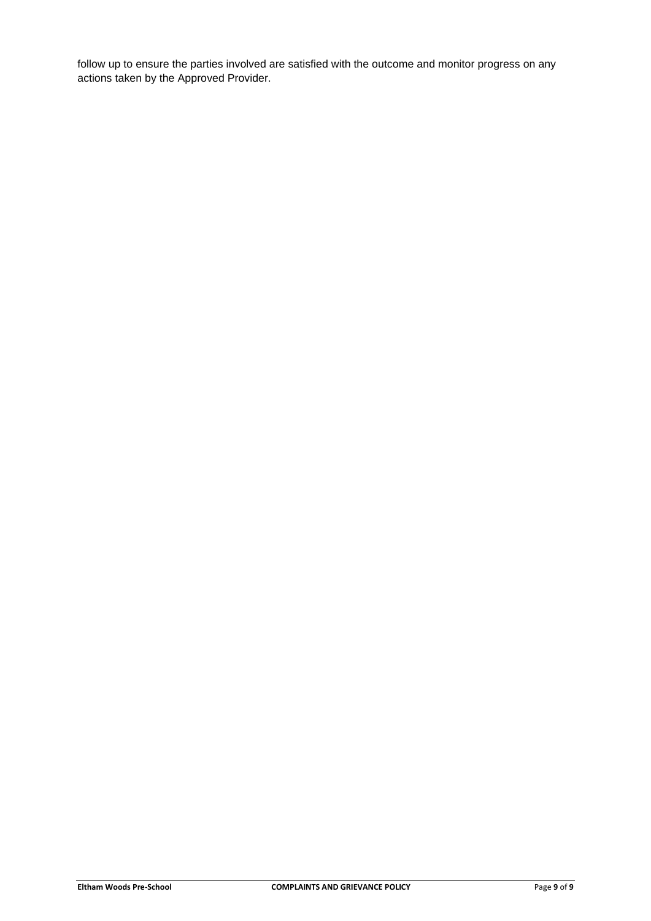follow up to ensure the parties involved are satisfied with the outcome and monitor progress on any actions taken by the Approved Provider.